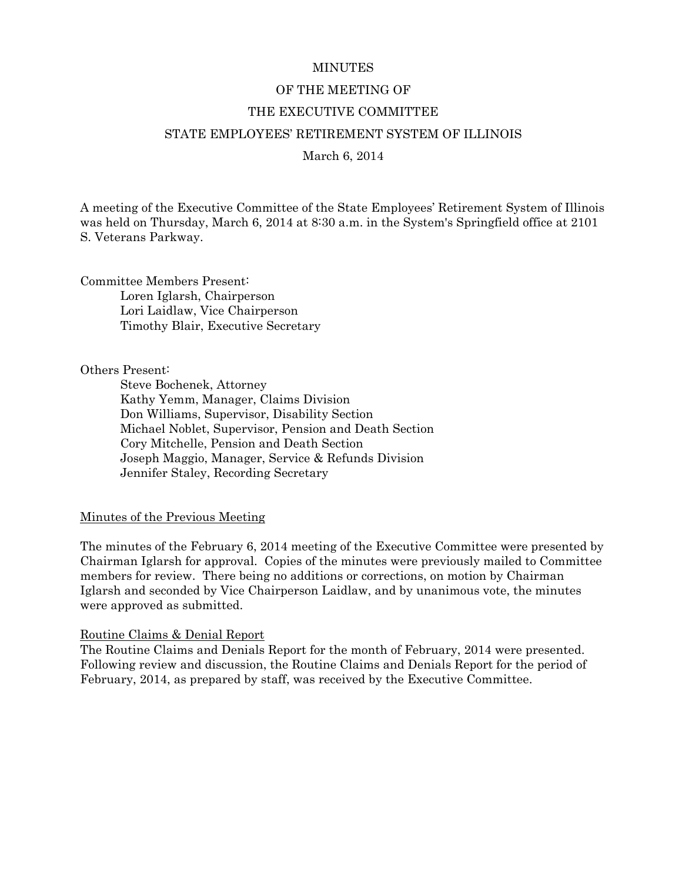# MINUTES

## OF THE MEETING OF

## THE EXECUTIVE COMMITTEE

## STATE EMPLOYEES' RETIREMENT SYSTEM OF ILLINOIS

March 6, 2014

A meeting of the Executive Committee of the State Employees' Retirement System of Illinois was held on Thursday, March 6, 2014 at 8:30 a.m. in the System's Springfield office at 2101 S. Veterans Parkway.

Committee Members Present:
- Loren Iglarsh, Chairperson
- Lori Laidlaw, Vice Chairperson
- Timothy Blair, Executive Secretary

Others Present:
- Steve Bochenek, Attorney
- Kathy Yemm, Manager, Claims Division
- Don Williams, Supervisor, Disability Section
- Michael Noblet, Supervisor, Pension and Death Section
- Cory Mitchelle, Pension and Death Section
- Joseph Maggio, Manager, Service & Refunds Division
- Jennifer Staley, Recording Secretary

### Minutes of the Previous Meeting

The minutes of the February 6, 2014 meeting of the Executive Committee were presented by Chairman Iglarsh for approval. Copies of the minutes were previously mailed to Committee members for review. There being no additions or corrections, on motion by Chairman Iglarsh and seconded by Vice Chairperson Laidlaw, and by unanimous vote, the minutes were approved as submitted.

### Routine Claims & Denial Report

The Routine Claims and Denials Report for the month of February, 2014 were presented. Following review and discussion, the Routine Claims and Denials Report for the period of February, 2014, as prepared by staff, was received by the Executive Committee.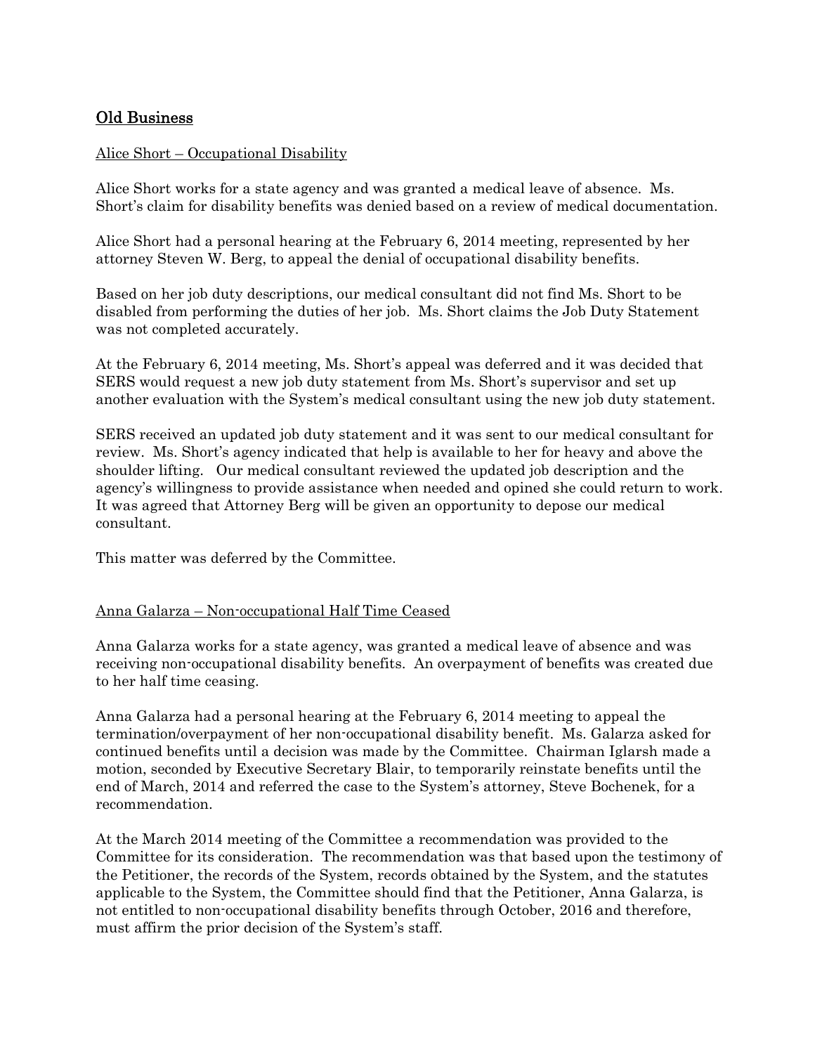## Old Business

### Alice Short – Occupational Disability

Alice Short works for a state agency and was granted a medical leave of absence. Ms. Short's claim for disability benefits was denied based on a review of medical documentation.

Alice Short had a personal hearing at the February 6, 2014 meeting, represented by her attorney Steven W. Berg, to appeal the denial of occupational disability benefits.

Based on her job duty descriptions, our medical consultant did not find Ms. Short to be disabled from performing the duties of her job. Ms. Short claims the Job Duty Statement was not completed accurately.

At the February 6, 2014 meeting, Ms. Short's appeal was deferred and it was decided that SERS would request a new job duty statement from Ms. Short's supervisor and set up another evaluation with the System's medical consultant using the new job duty statement.

SERS received an updated job duty statement and it was sent to our medical consultant for review. Ms. Short's agency indicated that help is available to her for heavy and above the shoulder lifting. Our medical consultant reviewed the updated job description and the agency's willingness to provide assistance when needed and opined she could return to work. It was agreed that Attorney Berg will be given an opportunity to depose our medical consultant.

This matter was deferred by the Committee.

### Anna Galarza – Non-occupational Half Time Ceased

Anna Galarza works for a state agency, was granted a medical leave of absence and was receiving non-occupational disability benefits. An overpayment of benefits was created due to her half time ceasing.

Anna Galarza had a personal hearing at the February 6, 2014 meeting to appeal the termination/overpayment of her non-occupational disability benefit. Ms. Galarza asked for continued benefits until a decision was made by the Committee. Chairman Iglarsh made a motion, seconded by Executive Secretary Blair, to temporarily reinstate benefits until the end of March, 2014 and referred the case to the System's attorney, Steve Bochenek, for a recommendation.

At the March 2014 meeting of the Committee a recommendation was provided to the Committee for its consideration. The recommendation was that based upon the testimony of the Petitioner, the records of the System, records obtained by the System, and the statutes applicable to the System, the Committee should find that the Petitioner, Anna Galarza, is not entitled to non-occupational disability benefits through October, 2016 and therefore, must affirm the prior decision of the System's staff.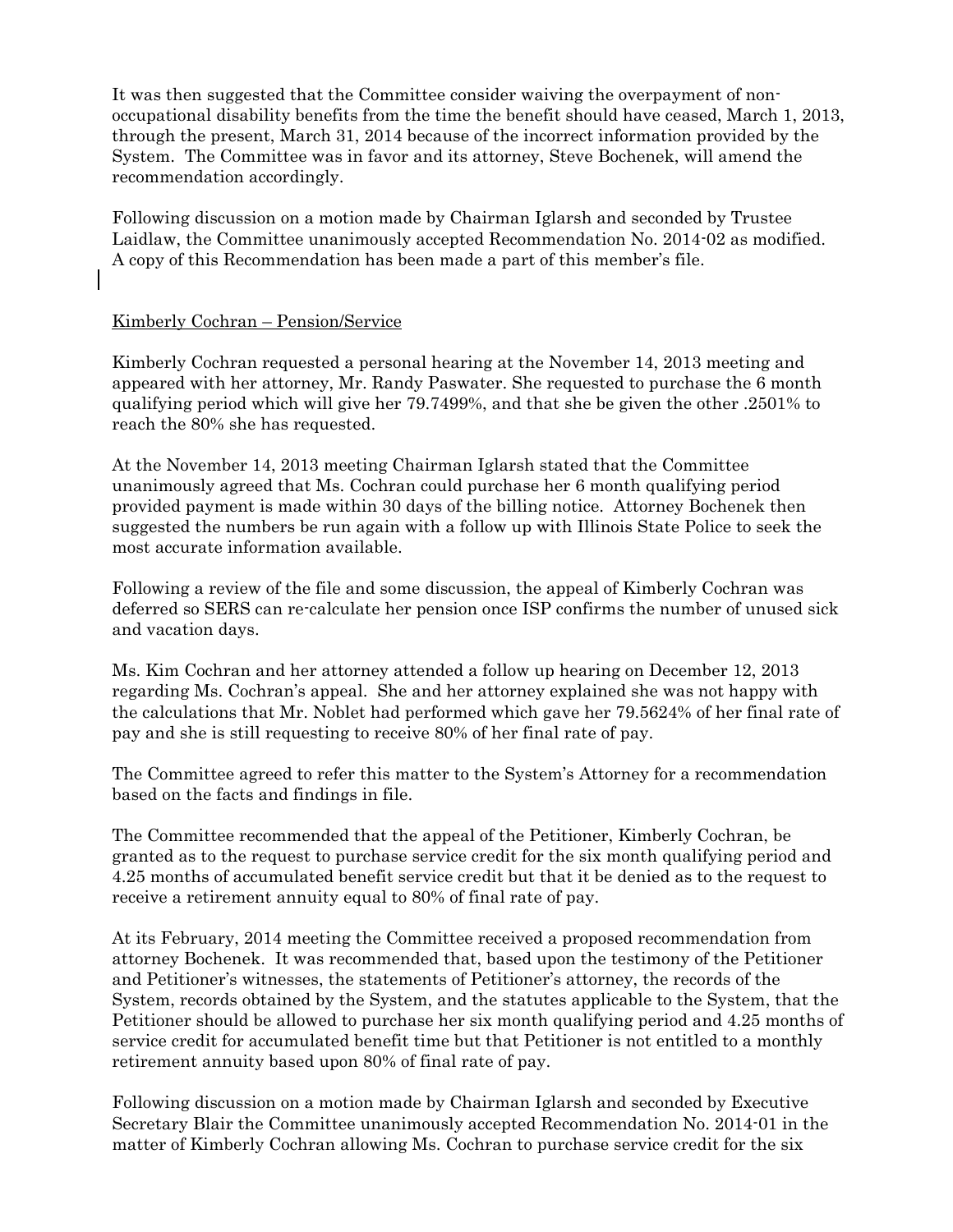It was then suggested that the Committee consider waiving the overpayment of non-occupational disability benefits from the time the benefit should have ceased, March 1, 2013, through the present, March 31, 2014 because of the incorrect information provided by the System. The Committee was in favor and its attorney, Steve Bochenek, will amend the recommendation accordingly.

Following discussion on a motion made by Chairman Iglarsh and seconded by Trustee Laidlaw, the Committee unanimously accepted Recommendation No. 2014-02 as modified. A copy of this Recommendation has been made a part of this member's file.

Kimberly Cochran – Pension/Service

Kimberly Cochran requested a personal hearing at the November 14, 2013 meeting and appeared with her attorney, Mr. Randy Paswater. She requested to purchase the 6 month qualifying period which will give her 79.7499%, and that she be given the other .2501% to reach the 80% she has requested.

At the November 14, 2013 meeting Chairman Iglarsh stated that the Committee unanimously agreed that Ms. Cochran could purchase her 6 month qualifying period provided payment is made within 30 days of the billing notice. Attorney Bochenek then suggested the numbers be run again with a follow up with Illinois State Police to seek the most accurate information available.

Following a review of the file and some discussion, the appeal of Kimberly Cochran was deferred so SERS can re-calculate her pension once ISP confirms the number of unused sick and vacation days.

Ms. Kim Cochran and her attorney attended a follow up hearing on December 12, 2013 regarding Ms. Cochran's appeal. She and her attorney explained she was not happy with the calculations that Mr. Noblet had performed which gave her 79.5624% of her final rate of pay and she is still requesting to receive 80% of her final rate of pay.

The Committee agreed to refer this matter to the System's Attorney for a recommendation based on the facts and findings in file.

The Committee recommended that the appeal of the Petitioner, Kimberly Cochran, be granted as to the request to purchase service credit for the six month qualifying period and 4.25 months of accumulated benefit service credit but that it be denied as to the request to receive a retirement annuity equal to 80% of final rate of pay.

At its February, 2014 meeting the Committee received a proposed recommendation from attorney Bochenek. It was recommended that, based upon the testimony of the Petitioner and Petitioner's witnesses, the statements of Petitioner's attorney, the records of the System, records obtained by the System, and the statutes applicable to the System, that the Petitioner should be allowed to purchase her six month qualifying period and 4.25 months of service credit for accumulated benefit time but that Petitioner is not entitled to a monthly retirement annuity based upon 80% of final rate of pay.

Following discussion on a motion made by Chairman Iglarsh and seconded by Executive Secretary Blair the Committee unanimously accepted Recommendation No. 2014-01 in the matter of Kimberly Cochran allowing Ms. Cochran to purchase service credit for the six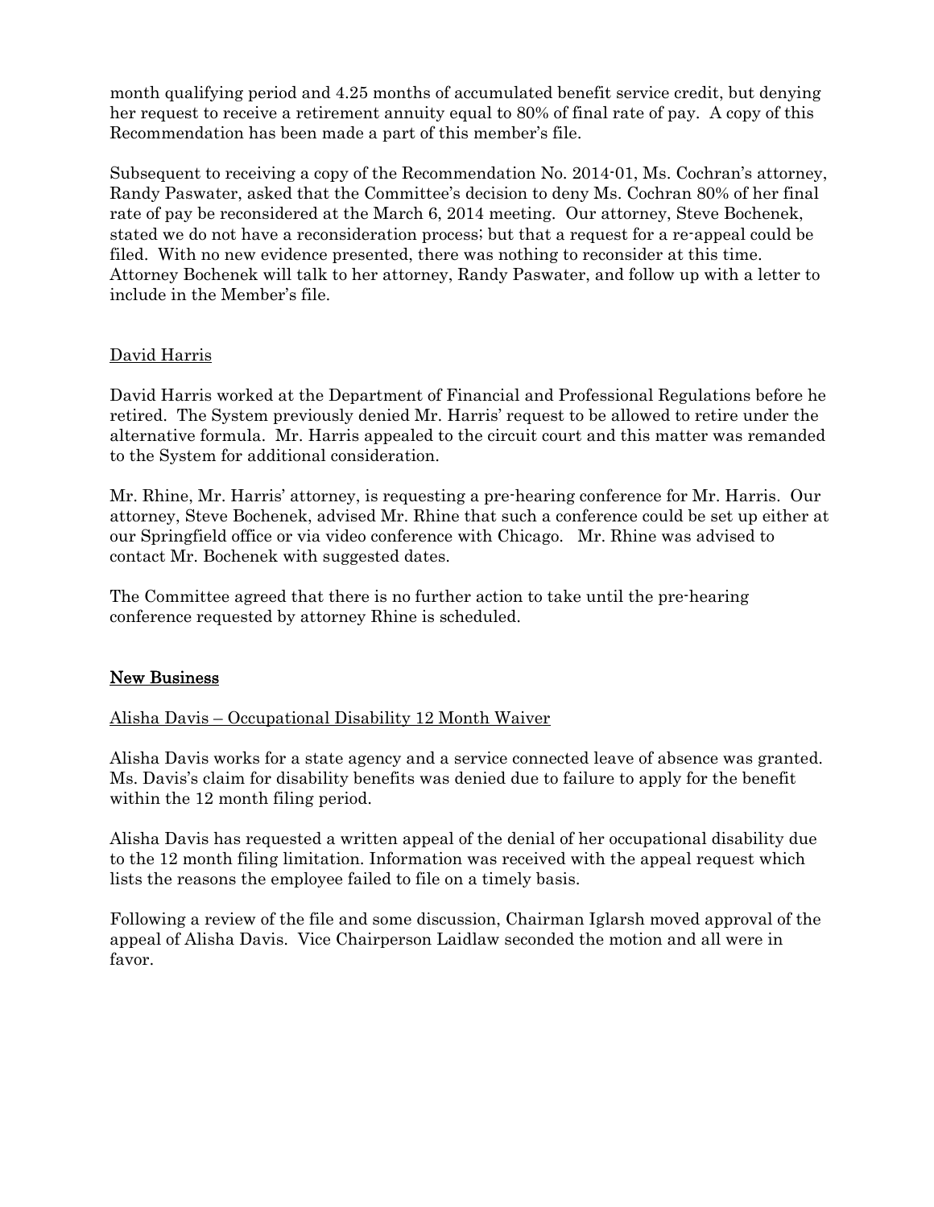month qualifying period and 4.25 months of accumulated benefit service credit, but denying her request to receive a retirement annuity equal to 80% of final rate of pay. A copy of this Recommendation has been made a part of this member's file.

Subsequent to receiving a copy of the Recommendation No. 2014-01, Ms. Cochran's attorney, Randy Paswater, asked that the Committee's decision to deny Ms. Cochran 80% of her final rate of pay be reconsidered at the March 6, 2014 meeting. Our attorney, Steve Bochenek, stated we do not have a reconsideration process; but that a request for a re-appeal could be filed. With no new evidence presented, there was nothing to reconsider at this time. Attorney Bochenek will talk to her attorney, Randy Paswater, and follow up with a letter to include in the Member's file.

<u>David Harris</u>

David Harris worked at the Department of Financial and Professional Regulations before he retired. The System previously denied Mr. Harris' request to be allowed to retire under the alternative formula. Mr. Harris appealed to the circuit court and this matter was remanded to the System for additional consideration.

Mr. Rhine, Mr. Harris' attorney, is requesting a pre-hearing conference for Mr. Harris. Our attorney, Steve Bochenek, advised Mr. Rhine that such a conference could be set up either at our Springfield office or via video conference with Chicago. Mr. Rhine was advised to contact Mr. Bochenek with suggested dates.

The Committee agreed that there is no further action to take until the pre-hearing conference requested by attorney Rhine is scheduled.

## <u>New Business</u>

<u>Alisha Davis – Occupational Disability 12 Month Waiver</u>

Alisha Davis works for a state agency and a service connected leave of absence was granted. Ms. Davis's claim for disability benefits was denied due to failure to apply for the benefit within the 12 month filing period.

Alisha Davis has requested a written appeal of the denial of her occupational disability due to the 12 month filing limitation. Information was received with the appeal request which lists the reasons the employee failed to file on a timely basis.

Following a review of the file and some discussion, Chairman Iglarsh moved approval of the appeal of Alisha Davis. Vice Chairperson Laidlaw seconded the motion and all were in favor.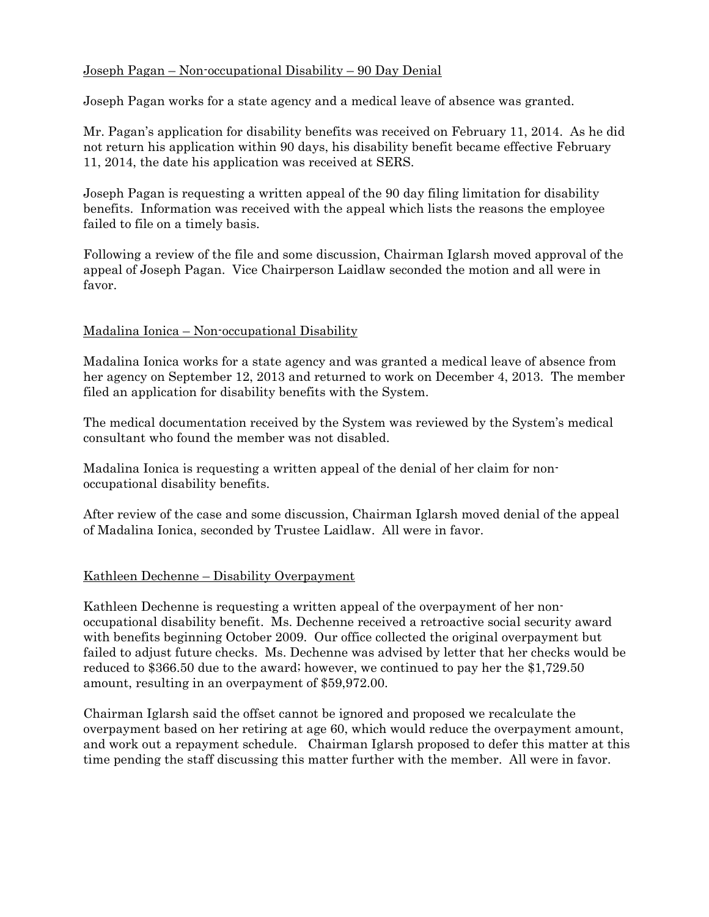Joseph Pagan – Non-occupational Disability – 90 Day Denial

Joseph Pagan works for a state agency and a medical leave of absence was granted.

Mr. Pagan's application for disability benefits was received on February 11, 2014. As he did not return his application within 90 days, his disability benefit became effective February 11, 2014, the date his application was received at SERS.

Joseph Pagan is requesting a written appeal of the 90 day filing limitation for disability benefits. Information was received with the appeal which lists the reasons the employee failed to file on a timely basis.

Following a review of the file and some discussion, Chairman Iglarsh moved approval of the appeal of Joseph Pagan. Vice Chairperson Laidlaw seconded the motion and all were in favor.

Madalina Ionica – Non-occupational Disability

Madalina Ionica works for a state agency and was granted a medical leave of absence from her agency on September 12, 2013 and returned to work on December 4, 2013. The member filed an application for disability benefits with the System.

The medical documentation received by the System was reviewed by the System's medical consultant who found the member was not disabled.

Madalina Ionica is requesting a written appeal of the denial of her claim for non-occupational disability benefits.

After review of the case and some discussion, Chairman Iglarsh moved denial of the appeal of Madalina Ionica, seconded by Trustee Laidlaw. All were in favor.

Kathleen Dechenne – Disability Overpayment

Kathleen Dechenne is requesting a written appeal of the overpayment of her non-occupational disability benefit. Ms. Dechenne received a retroactive social security award with benefits beginning October 2009. Our office collected the original overpayment but failed to adjust future checks. Ms. Dechenne was advised by letter that her checks would be reduced to $366.50 due to the award; however, we continued to pay her the $1,729.50 amount, resulting in an overpayment of $59,972.00.

Chairman Iglarsh said the offset cannot be ignored and proposed we recalculate the overpayment based on her retiring at age 60, which would reduce the overpayment amount, and work out a repayment schedule. Chairman Iglarsh proposed to defer this matter at this time pending the staff discussing this matter further with the member. All were in favor.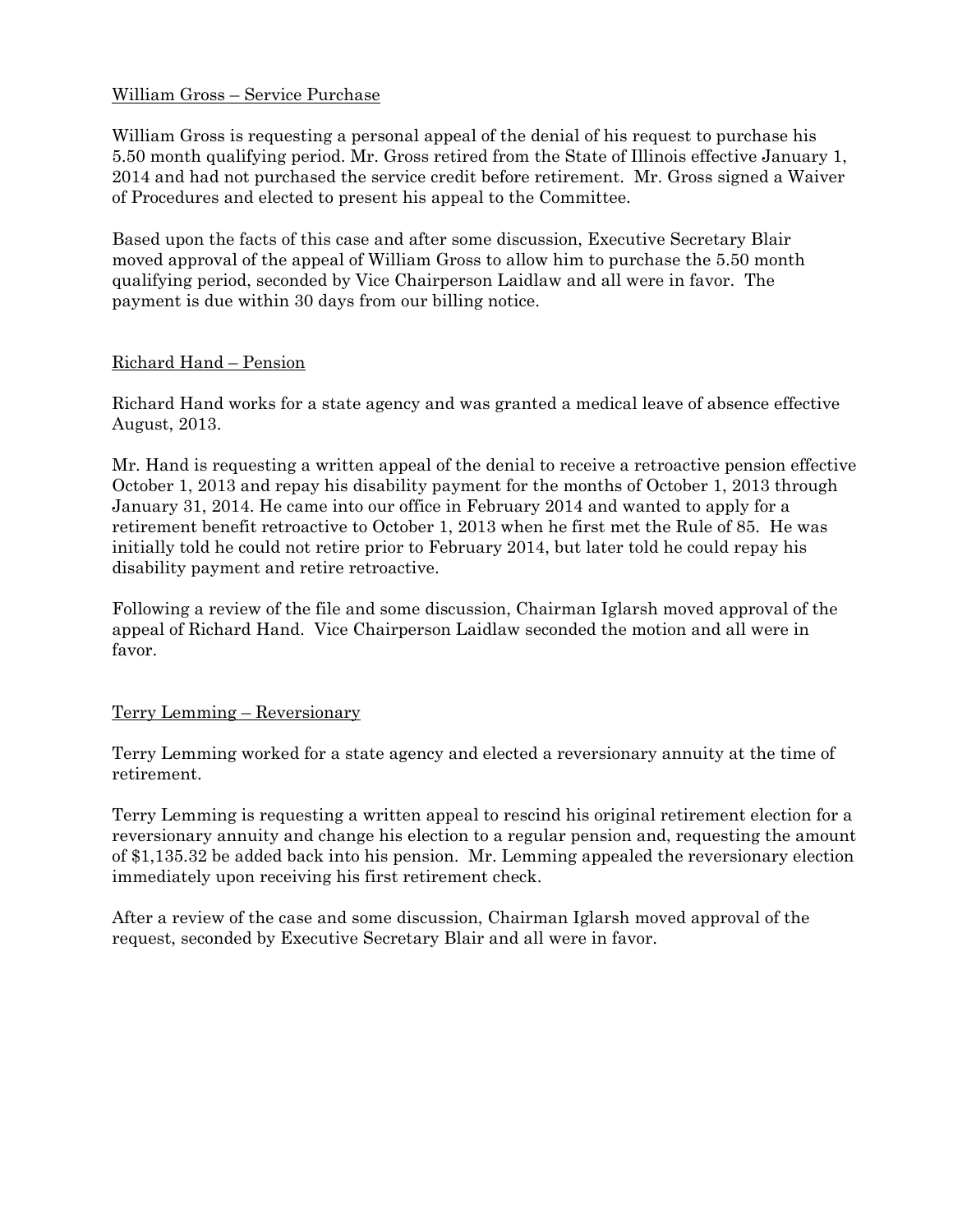William Gross – Service Purchase

William Gross is requesting a personal appeal of the denial of his request to purchase his 5.50 month qualifying period. Mr. Gross retired from the State of Illinois effective January 1, 2014 and had not purchased the service credit before retirement. Mr. Gross signed a Waiver of Procedures and elected to present his appeal to the Committee.

Based upon the facts of this case and after some discussion, Executive Secretary Blair moved approval of the appeal of William Gross to allow him to purchase the 5.50 month qualifying period, seconded by Vice Chairperson Laidlaw and all were in favor. The payment is due within 30 days from our billing notice.

Richard Hand – Pension

Richard Hand works for a state agency and was granted a medical leave of absence effective August, 2013.

Mr. Hand is requesting a written appeal of the denial to receive a retroactive pension effective October 1, 2013 and repay his disability payment for the months of October 1, 2013 through January 31, 2014. He came into our office in February 2014 and wanted to apply for a retirement benefit retroactive to October 1, 2013 when he first met the Rule of 85. He was initially told he could not retire prior to February 2014, but later told he could repay his disability payment and retire retroactive.

Following a review of the file and some discussion, Chairman Iglarsh moved approval of the appeal of Richard Hand. Vice Chairperson Laidlaw seconded the motion and all were in favor.

Terry Lemming – Reversionary

Terry Lemming worked for a state agency and elected a reversionary annuity at the time of retirement.

Terry Lemming is requesting a written appeal to rescind his original retirement election for a reversionary annuity and change his election to a regular pension and, requesting the amount of $1,135.32 be added back into his pension. Mr. Lemming appealed the reversionary election immediately upon receiving his first retirement check.

After a review of the case and some discussion, Chairman Iglarsh moved approval of the request, seconded by Executive Secretary Blair and all were in favor.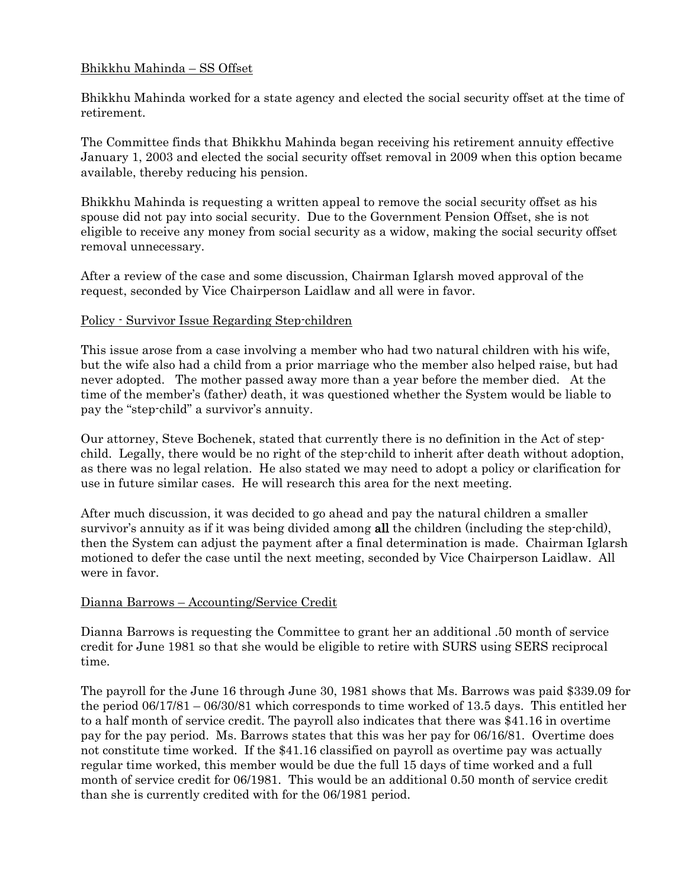<u>Bhikkhu Mahinda – SS Offset</u>

Bhikkhu Mahinda worked for a state agency and elected the social security offset at the time of retirement.

The Committee finds that Bhikkhu Mahinda began receiving his retirement annuity effective January 1, 2003 and elected the social security offset removal in 2009 when this option became available, thereby reducing his pension.

Bhikkhu Mahinda is requesting a written appeal to remove the social security offset as his spouse did not pay into social security. Due to the Government Pension Offset, she is not eligible to receive any money from social security as a widow, making the social security offset removal unnecessary.

After a review of the case and some discussion, Chairman Iglarsh moved approval of the request, seconded by Vice Chairperson Laidlaw and all were in favor.

<u>Policy - Survivor Issue Regarding Step-children</u>

This issue arose from a case involving a member who had two natural children with his wife, but the wife also had a child from a prior marriage who the member also helped raise, but had never adopted. The mother passed away more than a year before the member died. At the time of the member's (father) death, it was questioned whether the System would be liable to pay the "step-child" a survivor's annuity.

Our attorney, Steve Bochenek, stated that currently there is no definition in the Act of step-child. Legally, there would be no right of the step-child to inherit after death without adoption, as there was no legal relation. He also stated we may need to adopt a policy or clarification for use in future similar cases. He will research this area for the next meeting.

After much discussion, it was decided to go ahead and pay the natural children a smaller survivor's annuity as if it was being divided among **all** the children (including the step-child), then the System can adjust the payment after a final determination is made. Chairman Iglarsh motioned to defer the case until the next meeting, seconded by Vice Chairperson Laidlaw. All were in favor.

<u>Dianna Barrows – Accounting/Service Credit</u>

Dianna Barrows is requesting the Committee to grant her an additional .50 month of service credit for June 1981 so that she would be eligible to retire with SURS using SERS reciprocal time.

The payroll for the June 16 through June 30, 1981 shows that Ms. Barrows was paid $339.09 for the period 06/17/81 – 06/30/81 which corresponds to time worked of 13.5 days. This entitled her to a half month of service credit. The payroll also indicates that there was $41.16 in overtime pay for the pay period. Ms. Barrows states that this was her pay for 06/16/81. Overtime does not constitute time worked. If the $41.16 classified on payroll as overtime pay was actually regular time worked, this member would be due the full 15 days of time worked and a full month of service credit for 06/1981. This would be an additional 0.50 month of service credit than she is currently credited with for the 06/1981 period.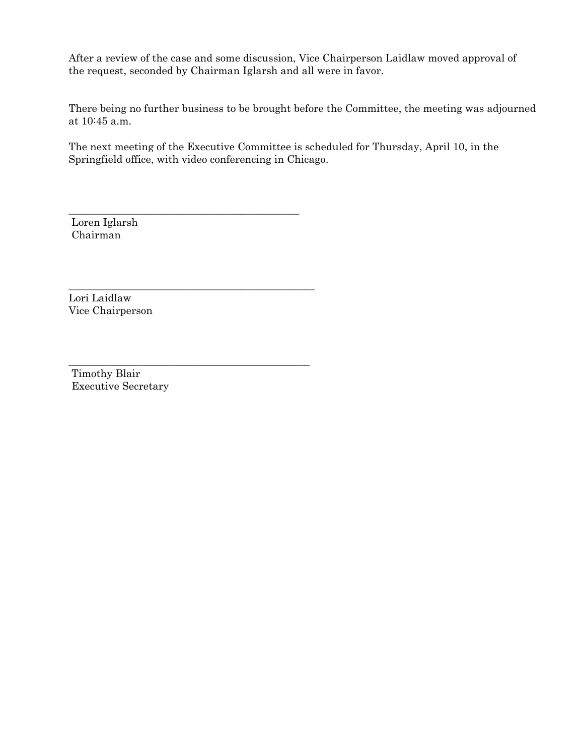After a review of the case and some discussion, Vice Chairperson Laidlaw moved approval of the request, seconded by Chairman Iglarsh and all were in favor.

There being no further business to be brought before the Committee, the meeting was adjourned at 10:45 a.m.

The next meeting of the Executive Committee is scheduled for Thursday, April 10, in the Springfield office, with video conferencing in Chicago.

\_\_\_\_\_\_\_\_\_\_\_\_\_\_\_\_\_\_\_\_\_\_\_\_\_\_\_\_\_\_\_\_\_\_\_\_\_\_\_\_\_\_\_\_

Loren Iglarsh
Chairman

\_\_\_\_\_\_\_\_\_\_\_\_\_\_\_\_\_\_\_\_\_\_\_\_\_\_\_\_\_\_\_\_\_\_\_\_\_\_\_\_\_\_\_\_

Lori Laidlaw
Vice Chairperson

\_\_\_\_\_\_\_\_\_\_\_\_\_\_\_\_\_\_\_\_\_\_\_\_\_\_\_\_\_\_\_\_\_\_\_\_\_\_\_\_\_\_\_\_

Timothy Blair
Executive Secretary